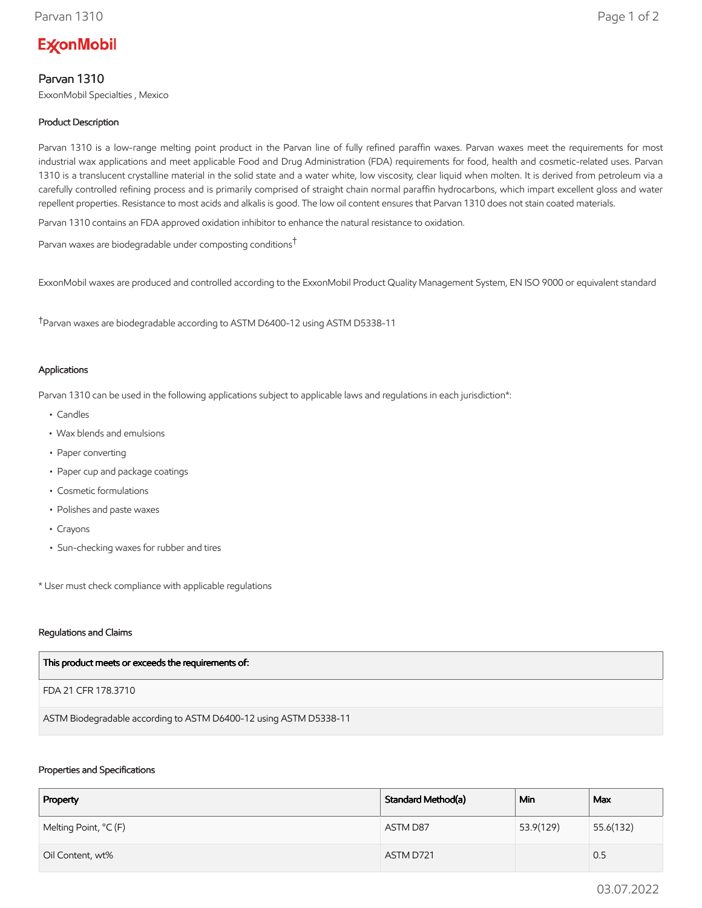**ExxonMobil**

# Parvan 1310

ExxonMobil Specialties , Mexico

## Product Description

Parvan 1310 is a low-range melting point product in the Parvan line of fully refined paraffin waxes. Parvan waxes meet the requirements for most industrial wax applications and meet applicable Food and Drug Administration (FDA) requirements for food, health and cosmetic-related uses. Parvan 1310 is a translucent crystalline material in the solid state and a water white, low viscosity, clear liquid when molten. It is derived from petroleum via a carefully controlled refining process and is primarily comprised of straight chain normal paraffin hydrocarbons, which impart excellent gloss and water repellent properties. Resistance to most acids and alkalis is good. The low oil content ensures that Parvan 1310 does not stain coated materials.

Parvan 1310 contains an FDA approved oxidation inhibitor to enhance the natural resistance to oxidation.

Parvan waxes are biodegradable under composting conditions[†]

ExxonMobil waxes are produced and controlled according to the ExxonMobil Product Quality Management System, EN ISO 9000 or equivalent standard

[†]Parvan waxes are biodegradable according to ASTM D6400-12 using ASTM D5338-11

## Applications

Parvan 1310 can be used in the following applications subject to applicable laws and regulations in each jurisdiction*:

- Candles
- Wax blends and emulsions
- Paper converting
- Paper cup and package coatings
- Cosmetic formulations
- Polishes and paste waxes
- Crayons
- Sun-checking waxes for rubber and tires

* User must check compliance with applicable regulations

## Regulations and Claims

| This product meets or exceeds the requirements of: |
|---|
| FDA 21 CFR 178.3710 |
| ASTM Biodegradable according to ASTM D6400-12 using ASTM D5338-11 |

## Properties and Specifications

| Property | Standard Method(a) | Min | Max |
|---|---|---|---|
| Melting Point, °C (F) | ASTM D87 | 53.9(129) | 55.6(132) |
| Oil Content, wt% | ASTM D721 | | 0.5 |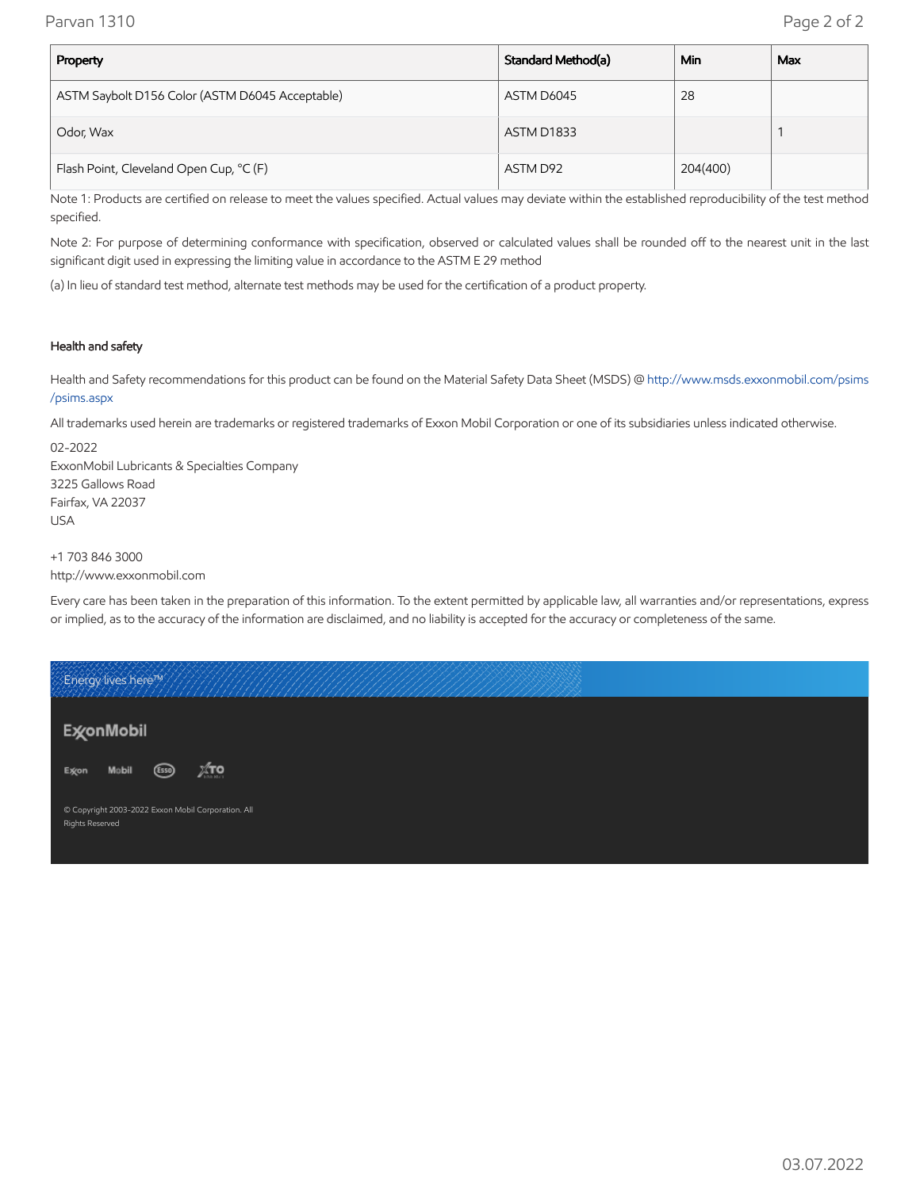| Property | Standard Method(a) | Min | Max |
|---|---|---|---|
| ASTM Saybolt D156 Color (ASTM D6045 Acceptable) | ASTM D6045 | 28 | |
| Odor, Wax | ASTM D1833 | | 1 |
| Flash Point, Cleveland Open Cup, °C (F) | ASTM D92 | 204(400) | |

Note 1: Products are certified on release to meet the values specified. Actual values may deviate within the established reproducibility of the test method specified.

Note 2: For purpose of determining conformance with specification, observed or calculated values shall be rounded off to the nearest unit in the last significant digit used in expressing the limiting value in accordance to the ASTM E 29 method

(a) In lieu of standard test method, alternate test methods may be used for the certification of a product property.

#### Health and safety

Health and Safety recommendations for this product can be found on the Material Safety Data Sheet (MSDS) @ http://www.msds.exxonmobil.com/psims/psims.aspx

All trademarks used herein are trademarks or registered trademarks of Exxon Mobil Corporation or one of its subsidiaries unless indicated otherwise.

02-2022
ExxonMobil Lubricants & Specialties Company
3225 Gallows Road
Fairfax, VA 22037
USA

+1 703 846 3000
http://www.exxonmobil.com

Every care has been taken in the preparation of this information. To the extent permitted by applicable law, all warranties and/or representations, express or implied, as to the accuracy of the information are disclaimed, and no liability is accepted for the accuracy or completeness of the same.

Energy lives here™

ExxonMobil

Exxon Mobil Esso XTO

© Copyright 2003-2022 Exxon Mobil Corporation. All Rights Reserved